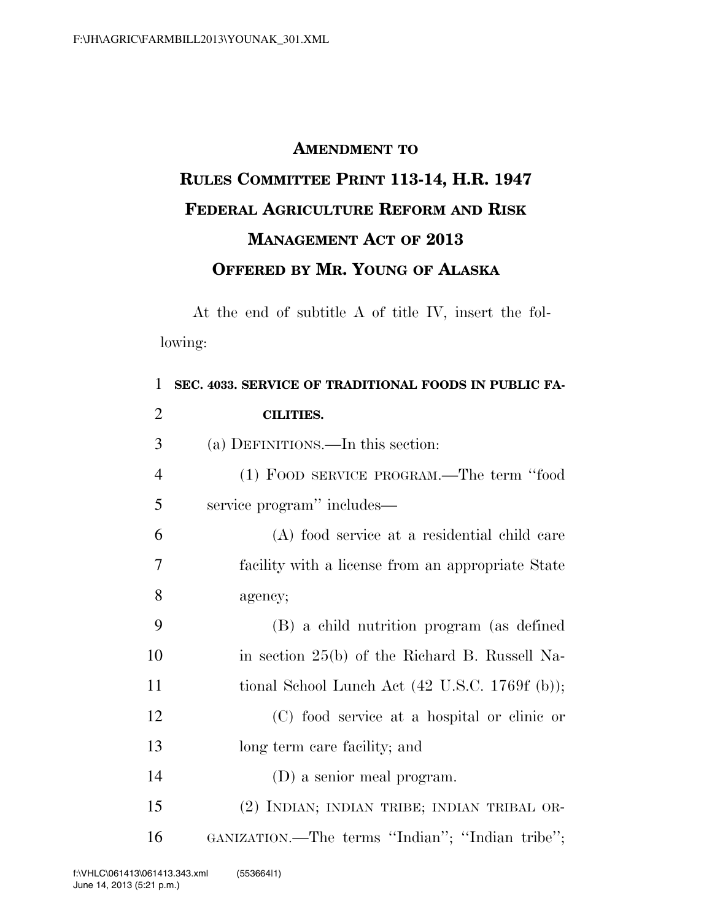# AMENDMENT TO RULES COMMITTEE PRINT 113-14, H.R. 1947 FEDERAL AGRICULTURE REFORM AND RISK MANAGEMENT ACT OF 2013 OFFERED BY MR. YOUNG OF ALASKA

At the end of subtitle A of title IV, insert the following:

**SEC. 4033. SERVICE OF TRADITIONAL FOODS IN PUBLIC FACILITIES.**

(a) DEFINITIONS.—In this section:

(1) FOOD SERVICE PROGRAM.—The term "food service program" includes—

(A) food service at a residential child care facility with a license from an appropriate State agency;

(B) a child nutrition program (as defined in section 25(b) of the Richard B. Russell National School Lunch Act (42 U.S.C. 1769f (b));

(C) food service at a hospital or clinic or long term care facility; and

(D) a senior meal program.

(2) INDIAN; INDIAN TRIBE; INDIAN TRIBAL ORGANIZATION.—The terms "Indian"; "Indian tribe";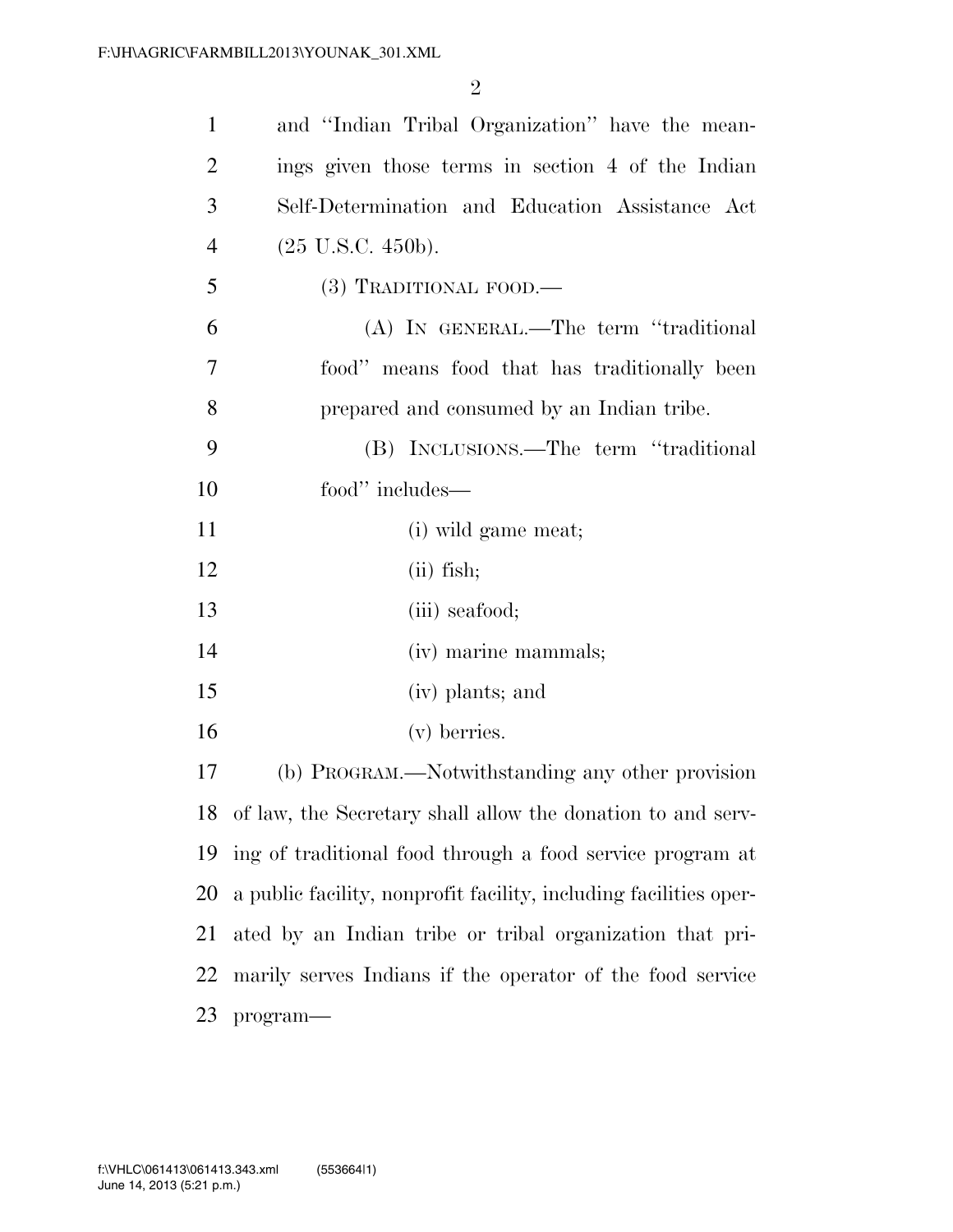and "Indian Tribal Organization" have the meanings given those terms in section 4 of the Indian Self-Determination and Education Assistance Act (25 U.S.C. 450b).

(3) TRADITIONAL FOOD.—

(A) IN GENERAL.—The term "traditional food" means food that has traditionally been prepared and consumed by an Indian tribe.

(B) INCLUSIONS.—The term "traditional food" includes—

(i) wild game meat;

(ii) fish;

(iii) seafood;

(iv) marine mammals;

(iv) plants; and

(v) berries.

(b) PROGRAM.—Notwithstanding any other provision of law, the Secretary shall allow the donation to and serving of traditional food through a food service program at a public facility, nonprofit facility, including facilities operated by an Indian tribe or tribal organization that primarily serves Indians if the operator of the food service program—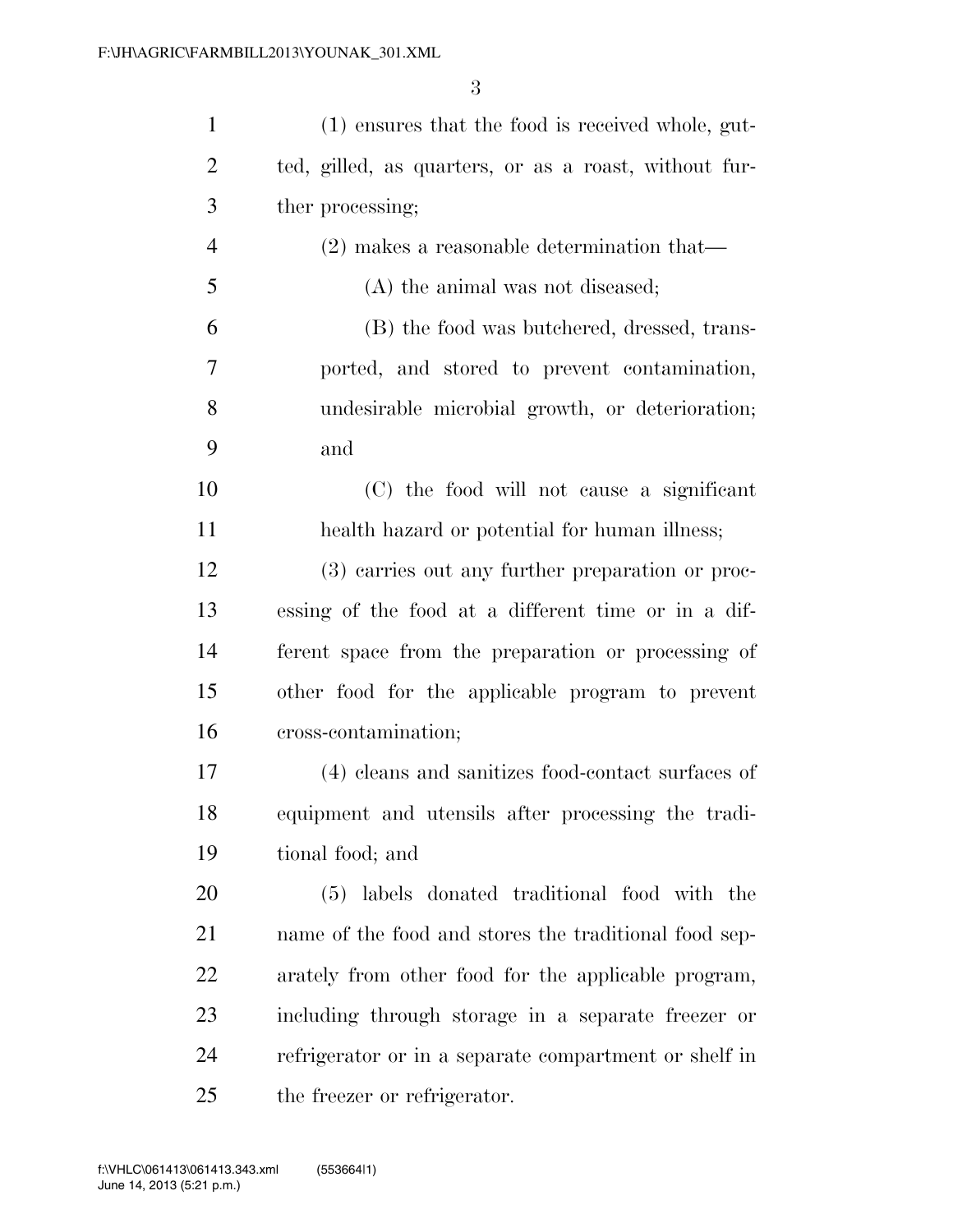(1) ensures that the food is received whole, gutted, gilled, as quarters, or as a roast, without further processing;

(2) makes a reasonable determination that—

(A) the animal was not diseased;

(B) the food was butchered, dressed, transported, and stored to prevent contamination, undesirable microbial growth, or deterioration; and

(C) the food will not cause a significant health hazard or potential for human illness;

(3) carries out any further preparation or processing of the food at a different time or in a different space from the preparation or processing of other food for the applicable program to prevent cross-contamination;

(4) cleans and sanitizes food-contact surfaces of equipment and utensils after processing the traditional food; and

(5) labels donated traditional food with the name of the food and stores the traditional food separately from other food for the applicable program, including through storage in a separate freezer or refrigerator or in a separate compartment or shelf in the freezer or refrigerator.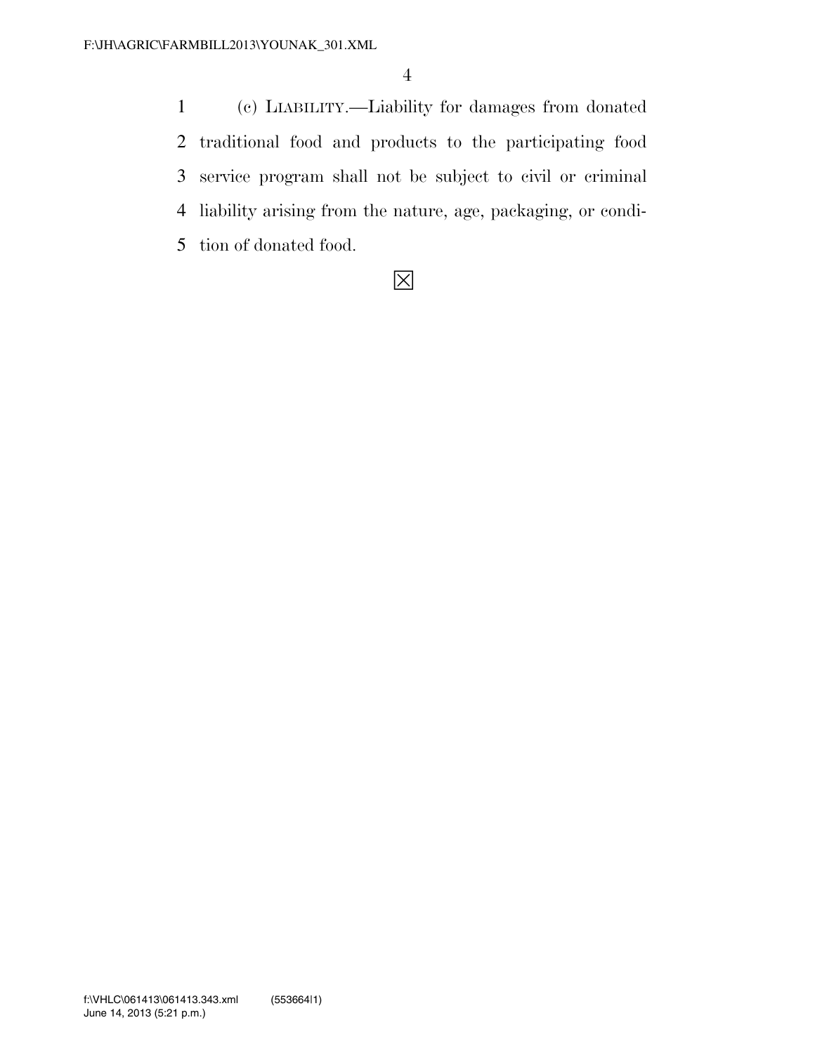(c) LIABILITY.—Liability for damages from donated traditional food and products to the participating food service program shall not be subject to civil or criminal liability arising from the nature, age, packaging, or condition of donated food.

☒